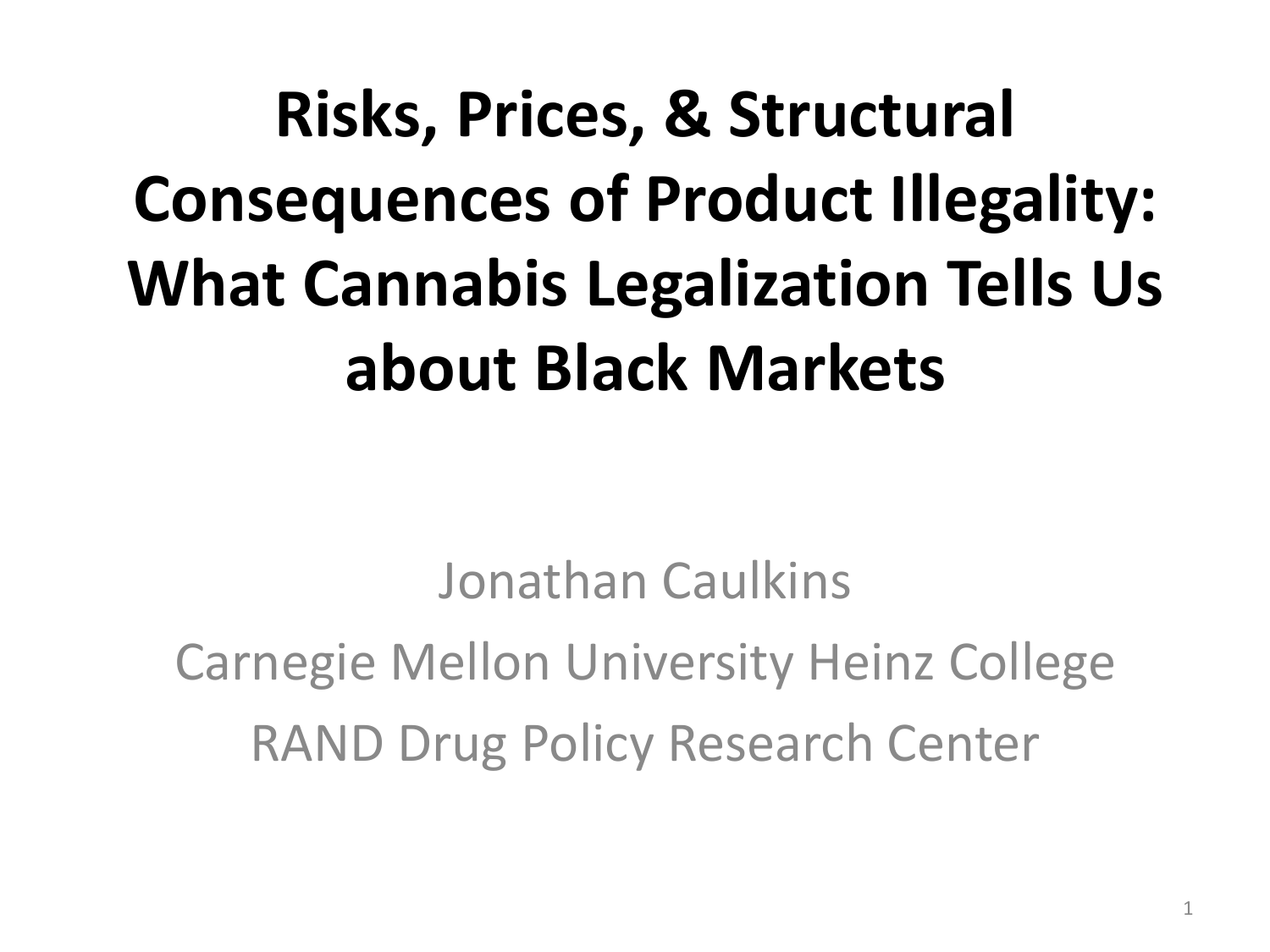# Risks, Prices, & Structural Consequences of Product Illegality: What Cannabis Legalization Tells Us about Black Markets

Jonathan Caulkins

Carnegie Mellon University Heinz College

RAND Drug Policy Research Center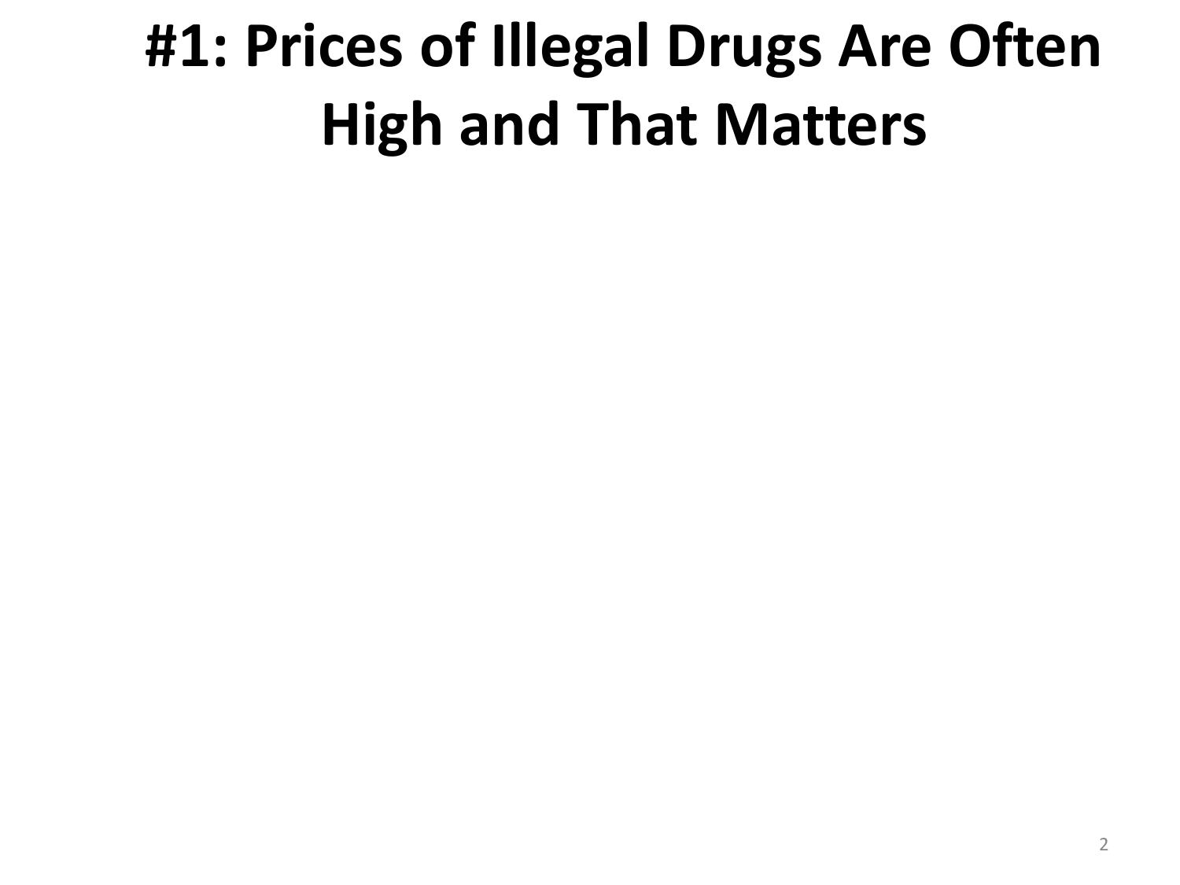# #1: Prices of Illegal Drugs Are Often High and That Matters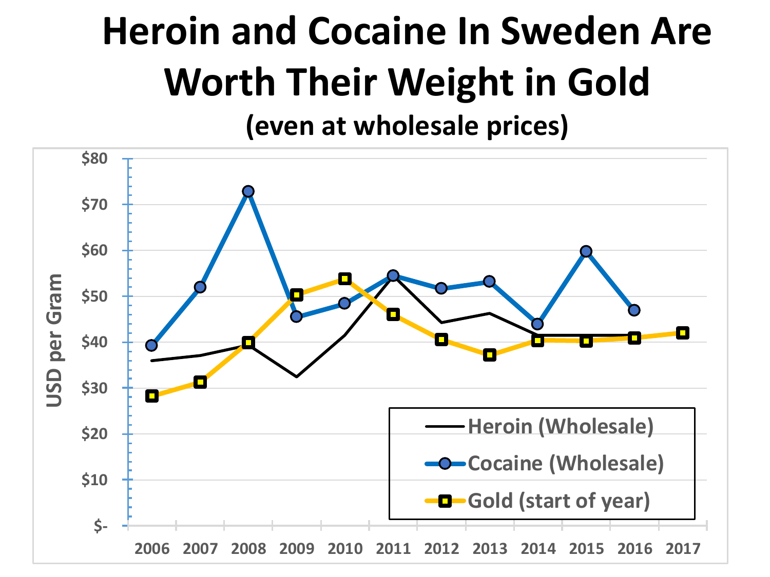# Heroin and Cocaine In Sweden Are Worth Their Weight in Gold

## (even at wholesale prices)

USD per Gram

$80
$70
$60
$50
$40
$30
$20
$10
$-

2006 2007 2008 2009 2010 2011 2012 2013 2014 2015 2016 2017

Heroin (Wholesale)

Cocaine (Wholesale)

Gold (start of year)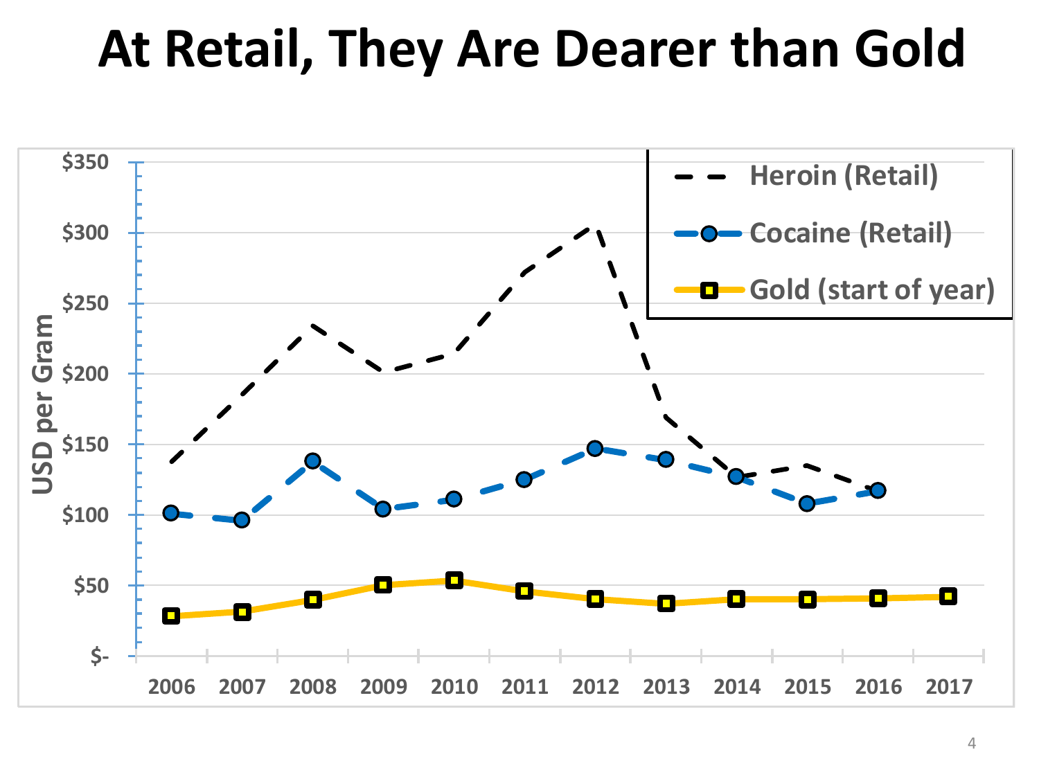# At Retail, They Are Dearer than Gold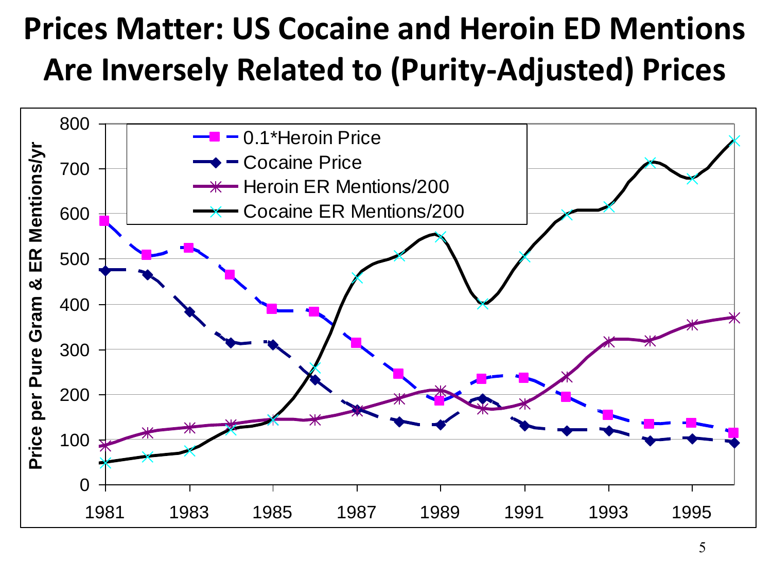# Prices Matter: US Cocaine and Heroin ED Mentions Are Inversely Related to (Purity-Adjusted) Prices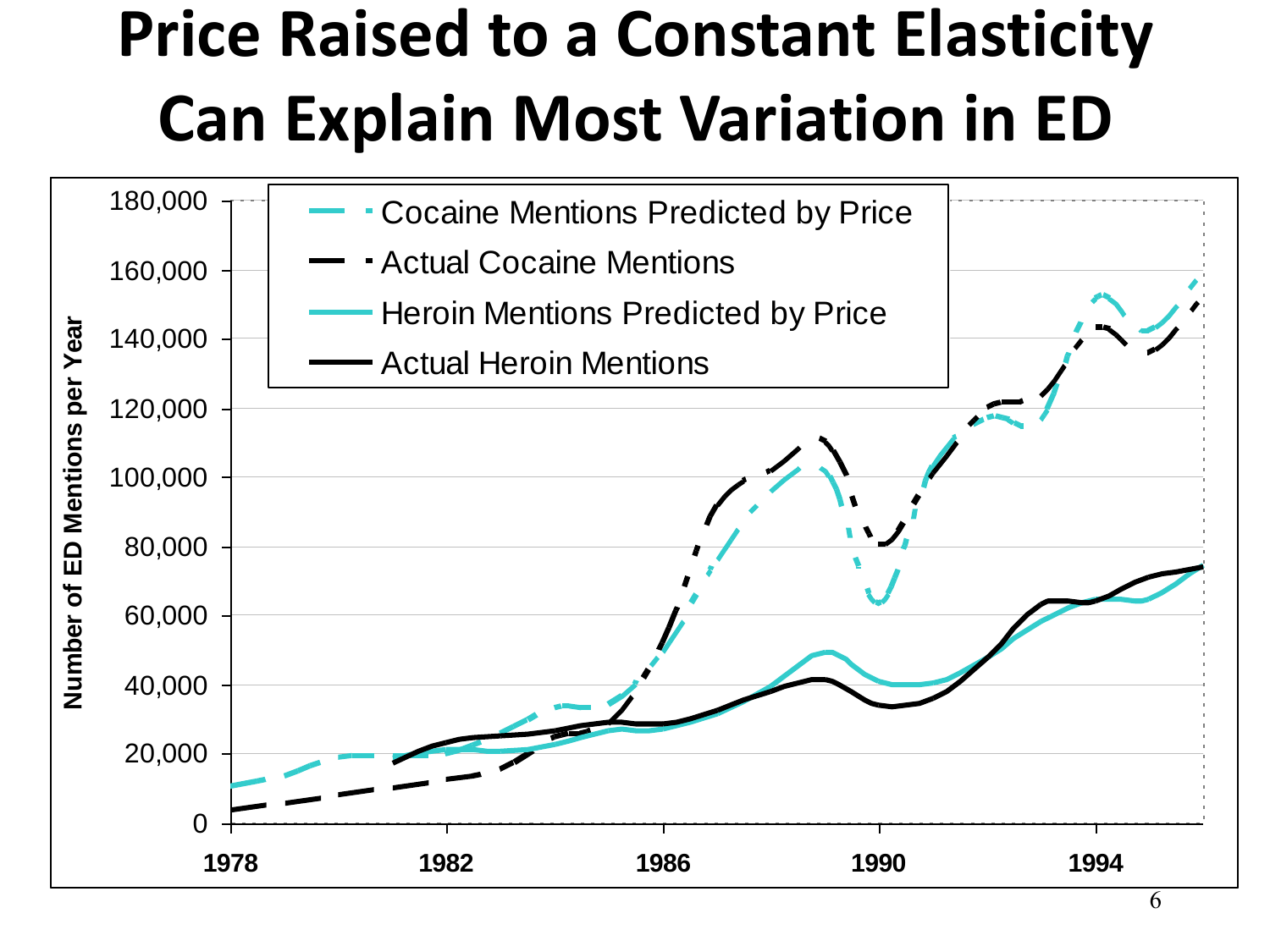# Price Raised to a Constant Elasticity Can Explain Most Variation in ED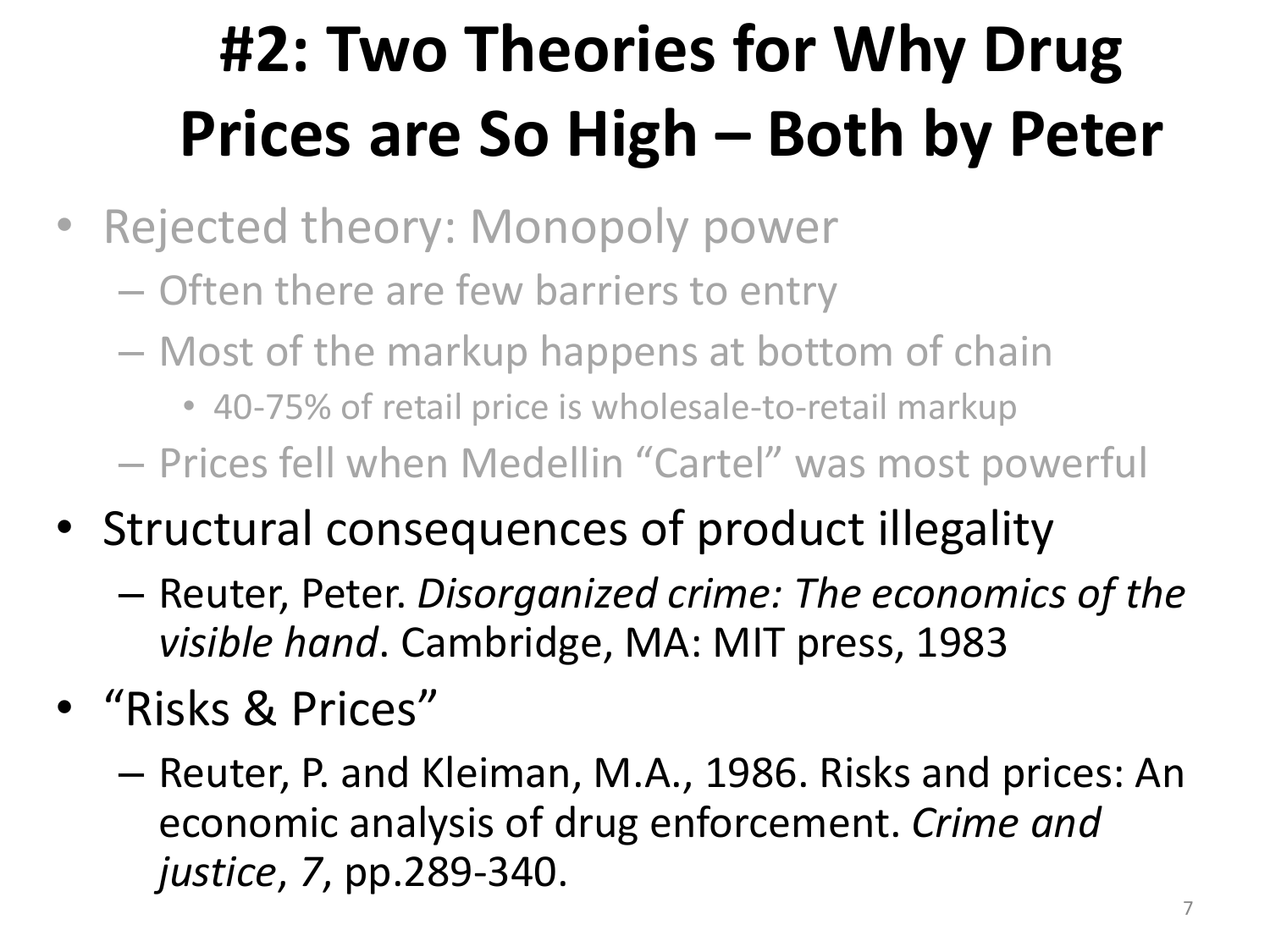# #2: Two Theories for Why Drug Prices are So High – Both by Peter

- Rejected theory: Monopoly power
  - Often there are few barriers to entry
  - Most of the markup happens at bottom of chain
    - 40-75% of retail price is wholesale-to-retail markup
  - Prices fell when Medellin "Cartel" was most powerful
- Structural consequences of product illegality
  - Reuter, Peter. *Disorganized crime: The economics of the visible hand*. Cambridge, MA: MIT press, 1983
- "Risks & Prices"
  - Reuter, P. and Kleiman, M.A., 1986. Risks and prices: An economic analysis of drug enforcement. *Crime and justice*, *7*, pp.289-340.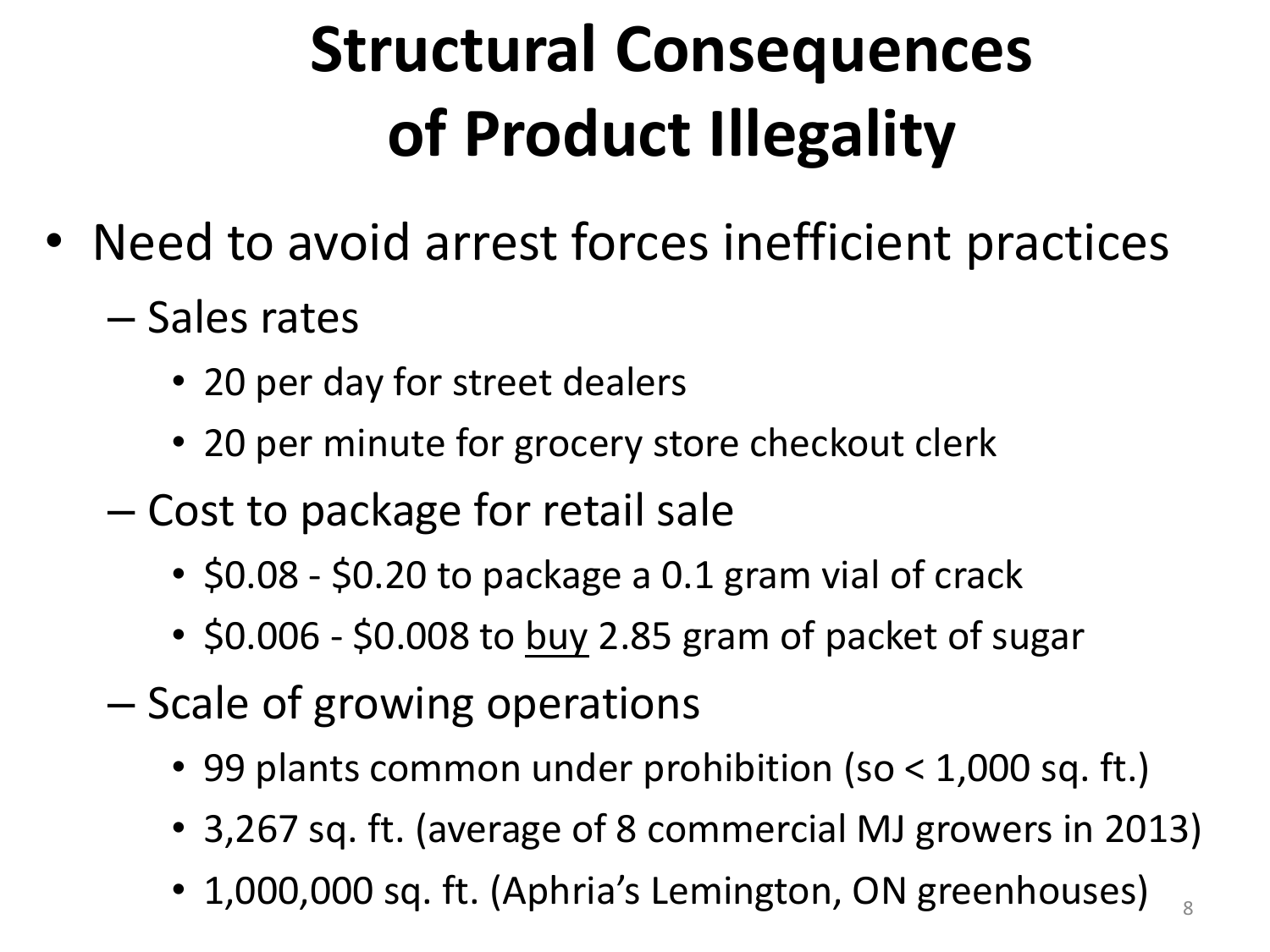# Structural Consequences of Product Illegality

- Need to avoid arrest forces inefficient practices
  - Sales rates
    - 20 per day for street dealers
    - 20 per minute for grocery store checkout clerk
  - Cost to package for retail sale
    - $0.08 - $0.20 to package a 0.1 gram vial of crack
    - $0.006 - $0.008 to <u>buy</u> 2.85 gram of packet of sugar
  - Scale of growing operations
    - 99 plants common under prohibition (so < 1,000 sq. ft.)
    - 3,267 sq. ft. (average of 8 commercial MJ growers in 2013)
    - 1,000,000 sq. ft. (Aphria's Lemington, ON greenhouses)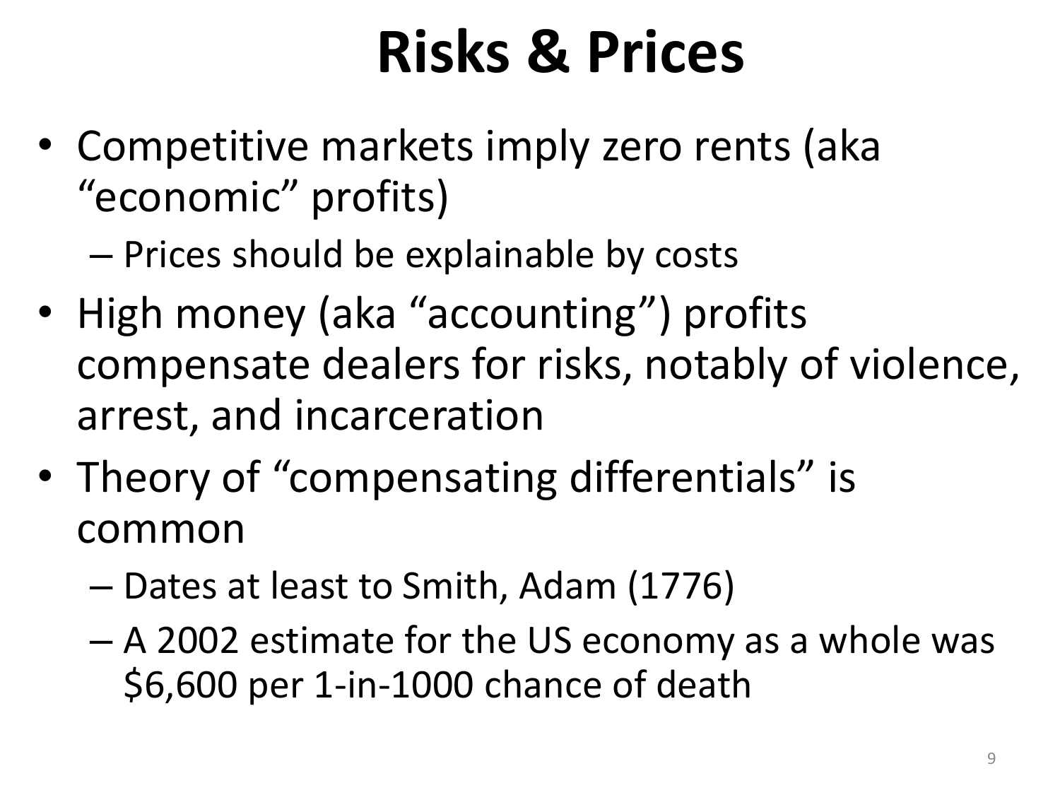# Risks & Prices

- Competitive markets imply zero rents (aka "economic" profits)
  - Prices should be explainable by costs
- High money (aka "accounting") profits compensate dealers for risks, notably of violence, arrest, and incarceration
- Theory of "compensating differentials" is common
  - Dates at least to Smith, Adam (1776)
  - A 2002 estimate for the US economy as a whole was $6,600 per 1-in-1000 chance of death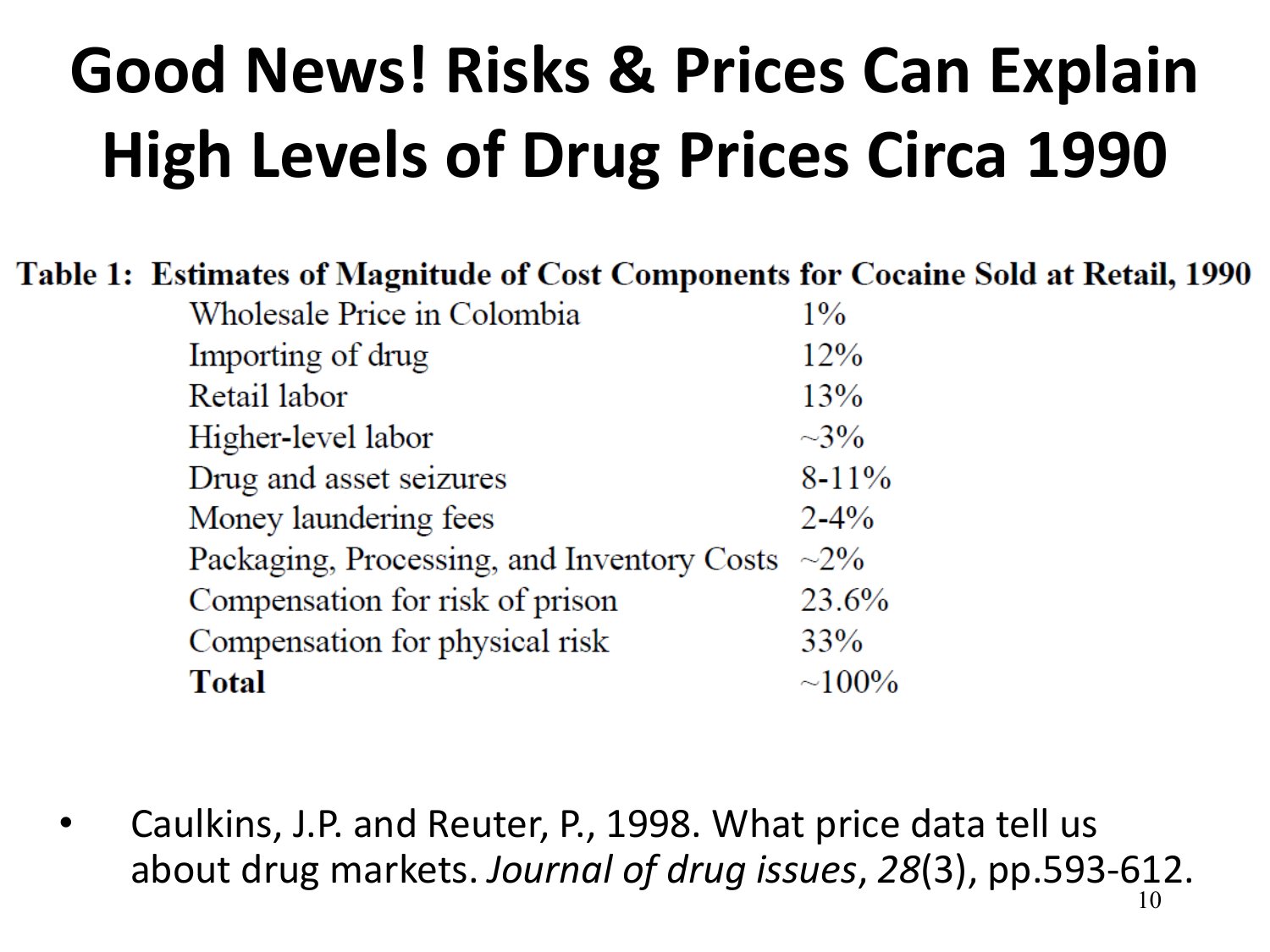# Good News! Risks & Prices Can Explain High Levels of Drug Prices Circa 1990

**Table 1: Estimates of Magnitude of Cost Components for Cocaine Sold at Retail, 1990**

| Cost Component | Share |
|---|---|
| Wholesale Price in Colombia | 1% |
| Importing of drug | 12% |
| Retail labor | 13% |
| Higher-level labor | ~3% |
| Drug and asset seizures | 8-11% |
| Money laundering fees | 2-4% |
| Packaging, Processing, and Inventory Costs | ~2% |
| Compensation for risk of prison | 23.6% |
| Compensation for physical risk | 33% |
| **Total** | ~100% |

- Caulkins, J.P. and Reuter, P., 1998. What price data tell us about drug markets. *Journal of drug issues*, *28*(3), pp.593-612.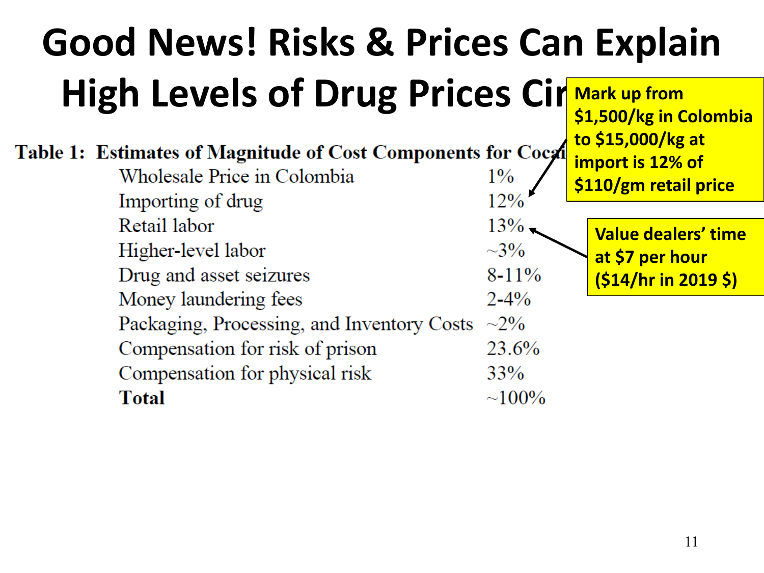# Good News! Risks & Prices Can Explain High Levels of Drug Prices Cir

**Table 1: Estimates of Magnitude of Cost Components for Coca**

| Component | Share |
|---|---|
| Wholesale Price in Colombia | 1% |
| Importing of drug | 12% |
| Retail labor | 13% |
| Higher-level labor | ~3% |
| Drug and asset seizures | 8-11% |
| Money laundering fees | 2-4% |
| Packaging, Processing, and Inventory Costs | ~2% |
| Compensation for risk of prison | 23.6% |
| Compensation for physical risk | 33% |
| **Total** | ~100% |

**Mark up from \$1,500/kg in Colombia to \$15,000/kg at import is 12% of \$110/gm retail price**

**Value dealers' time at \$7 per hour (\$14/hr in 2019 \$)**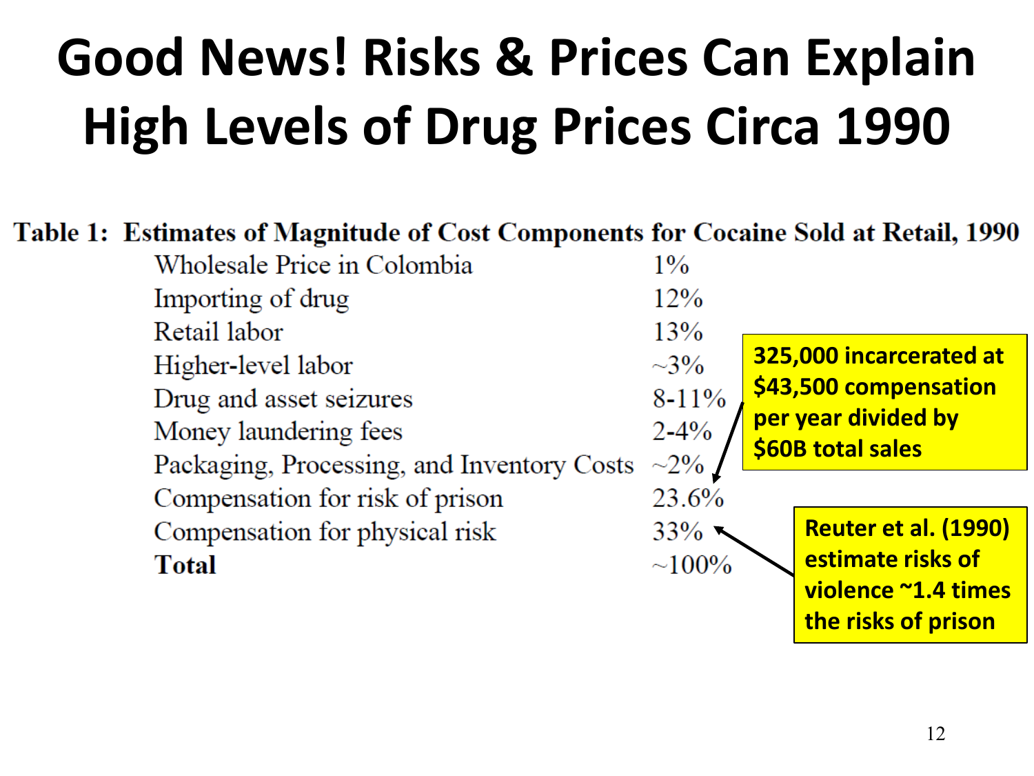# Good News! Risks & Prices Can Explain High Levels of Drug Prices Circa 1990

**Table 1: Estimates of Magnitude of Cost Components for Cocaine Sold at Retail, 1990**

| Component | Share |
|---|---|
| Wholesale Price in Colombia | 1% |
| Importing of drug | 12% |
| Retail labor | 13% |
| Higher-level labor | ~3% |
| Drug and asset seizures | 8-11% |
| Money laundering fees | 2-4% |
| Packaging, Processing, and Inventory Costs | ~2% |
| Compensation for risk of prison | 23.6% |
| Compensation for physical risk | 33% |
| **Total** | ~100% |

**325,000 incarcerated at \$43,500 compensation per year divided by \$60B total sales**

**Reuter et al. (1990) estimate risks of violence ~1.4 times the risks of prison**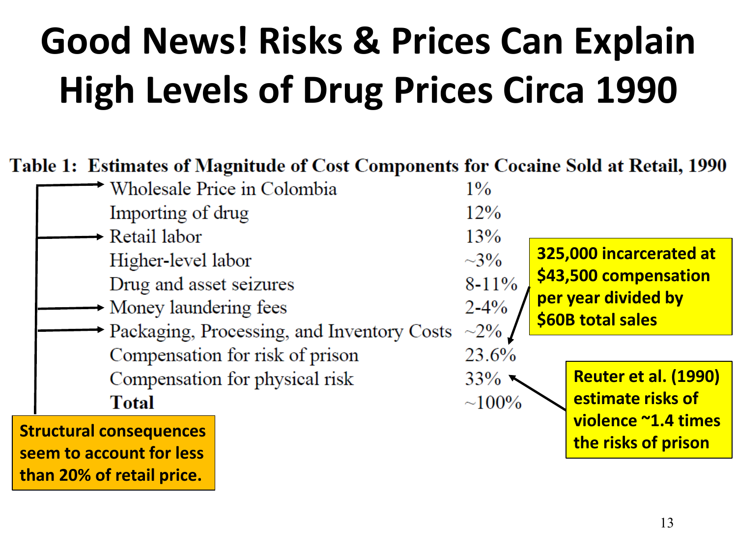# Good News! Risks & Prices Can Explain High Levels of Drug Prices Circa 1990

**Table 1: Estimates of Magnitude of Cost Components for Cocaine Sold at Retail, 1990**

| Component | Share |
| --- | --- |
| Wholesale Price in Colombia | 1% |
| Importing of drug | 12% |
| Retail labor | 13% |
| Higher-level labor | ~3% |
| Drug and asset seizures | 8-11% |
| Money laundering fees | 2-4% |
| Packaging, Processing, and Inventory Costs | ~2% |
| Compensation for risk of prison | 23.6% |
| Compensation for physical risk | 33% |
| **Total** | ~100% |

**325,000 incarcerated at \$43,500 compensation per year divided by \$60B total sales**

**Reuter et al. (1990) estimate risks of violence ~1.4 times the risks of prison**

**Structural consequences seem to account for less than 20% of retail price.**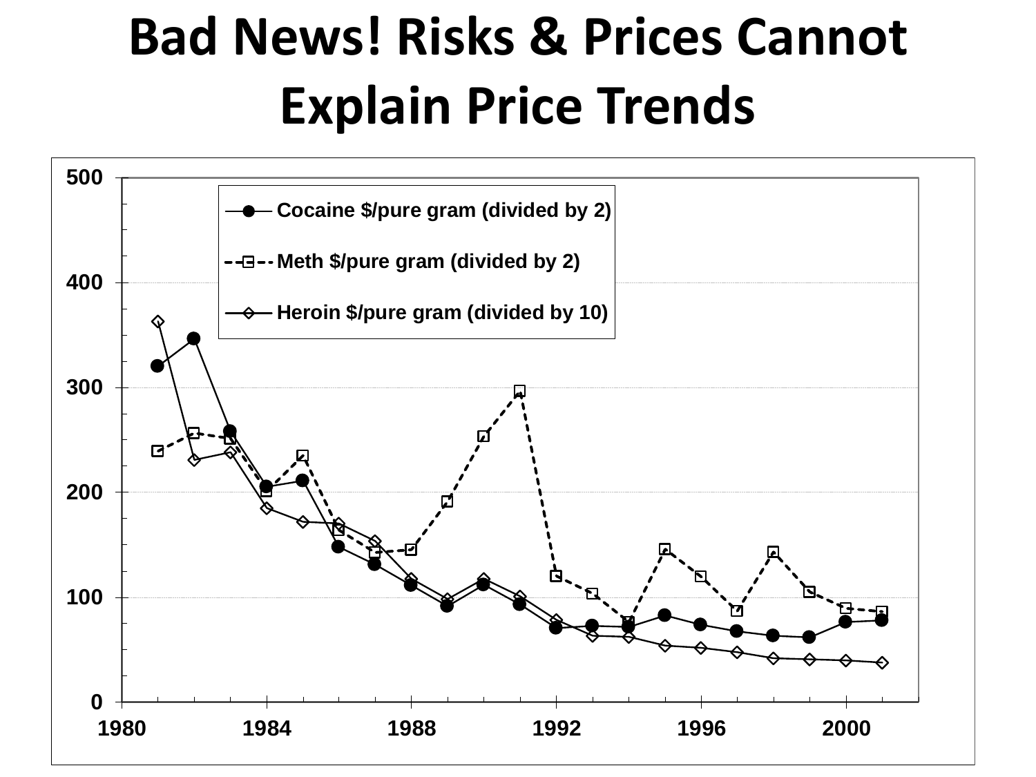# Bad News! Risks & Prices Cannot Explain Price Trends

Cocaine $/pure gram (divided by 2)

Meth $/pure gram (divided by 2)

Heroin $/pure gram (divided by 10)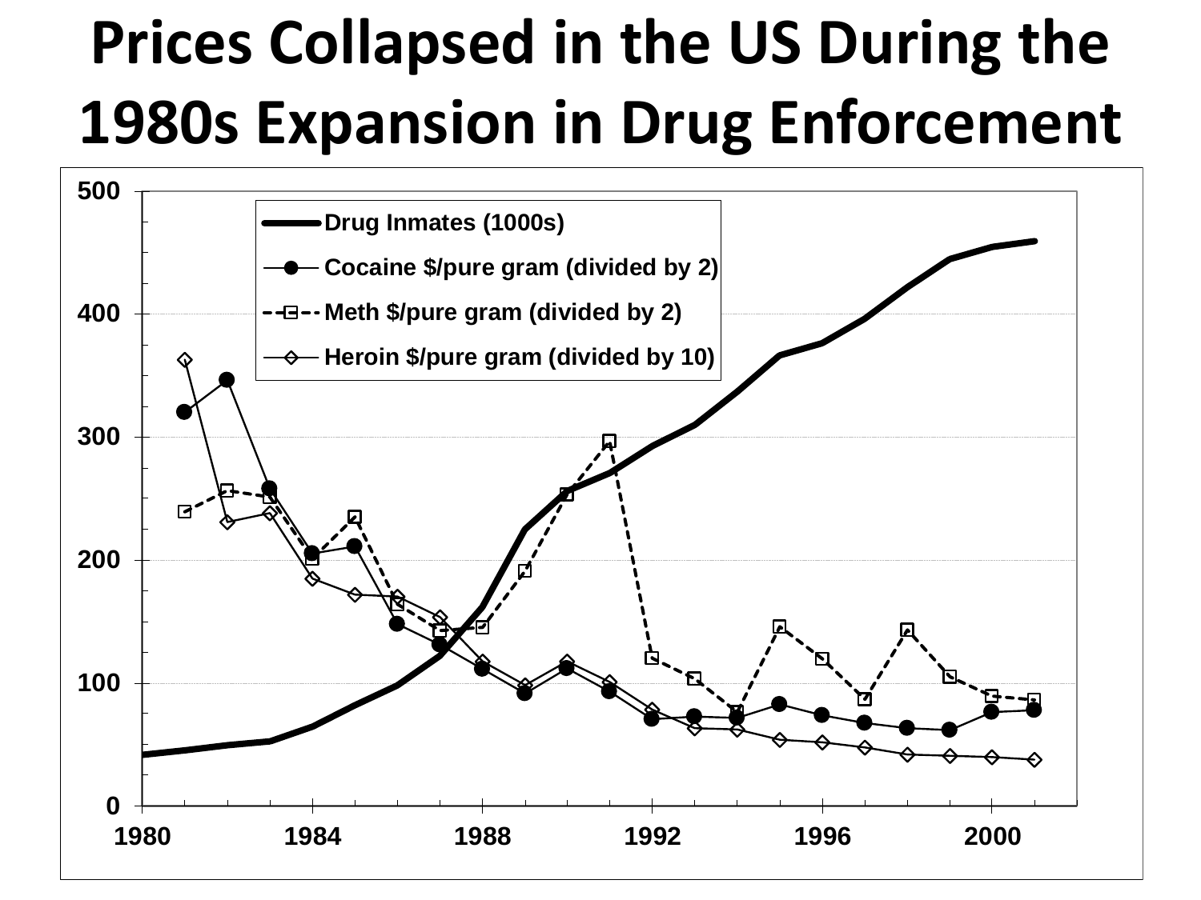# Prices Collapsed in the US During the 1980s Expansion in Drug Enforcement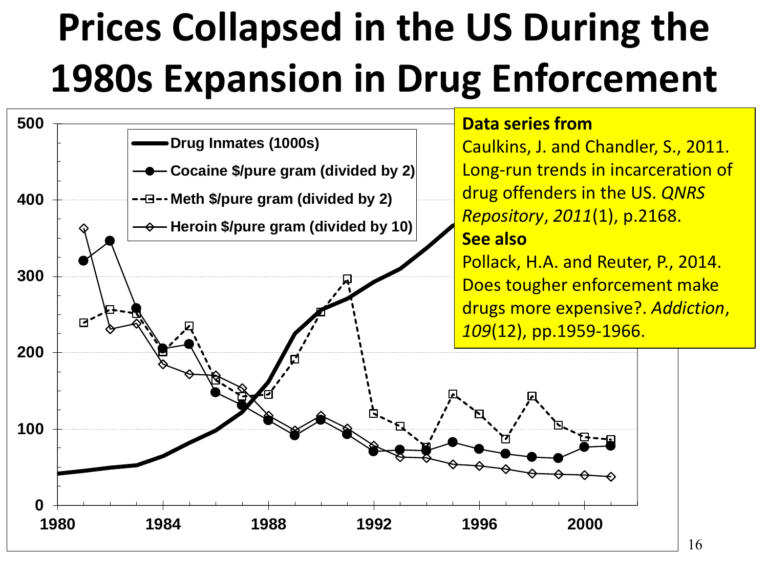# Prices Collapsed in the US During the 1980s Expansion in Drug Enforcement

**Data series from**

Caulkins, J. and Chandler, S., 2011. Long-run trends in incarceration of drug offenders in the US. *QNRS Repository*, *2011*(1), p.2168.

**See also**

Pollack, H.A. and Reuter, P., 2014. Does tougher enforcement make drugs more expensive?. *Addiction*, *109*(12), pp.1959-1966.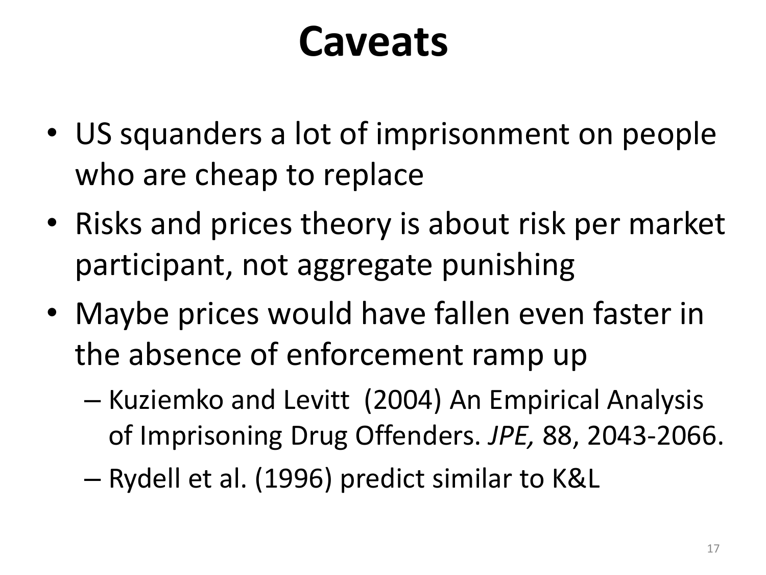# Caveats

- US squanders a lot of imprisonment on people who are cheap to replace
- Risks and prices theory is about risk per market participant, not aggregate punishing
- Maybe prices would have fallen even faster in the absence of enforcement ramp up
  - Kuziemko and Levitt (2004) An Empirical Analysis of Imprisoning Drug Offenders. *JPE,* 88, 2043-2066.
  - Rydell et al. (1996) predict similar to K&L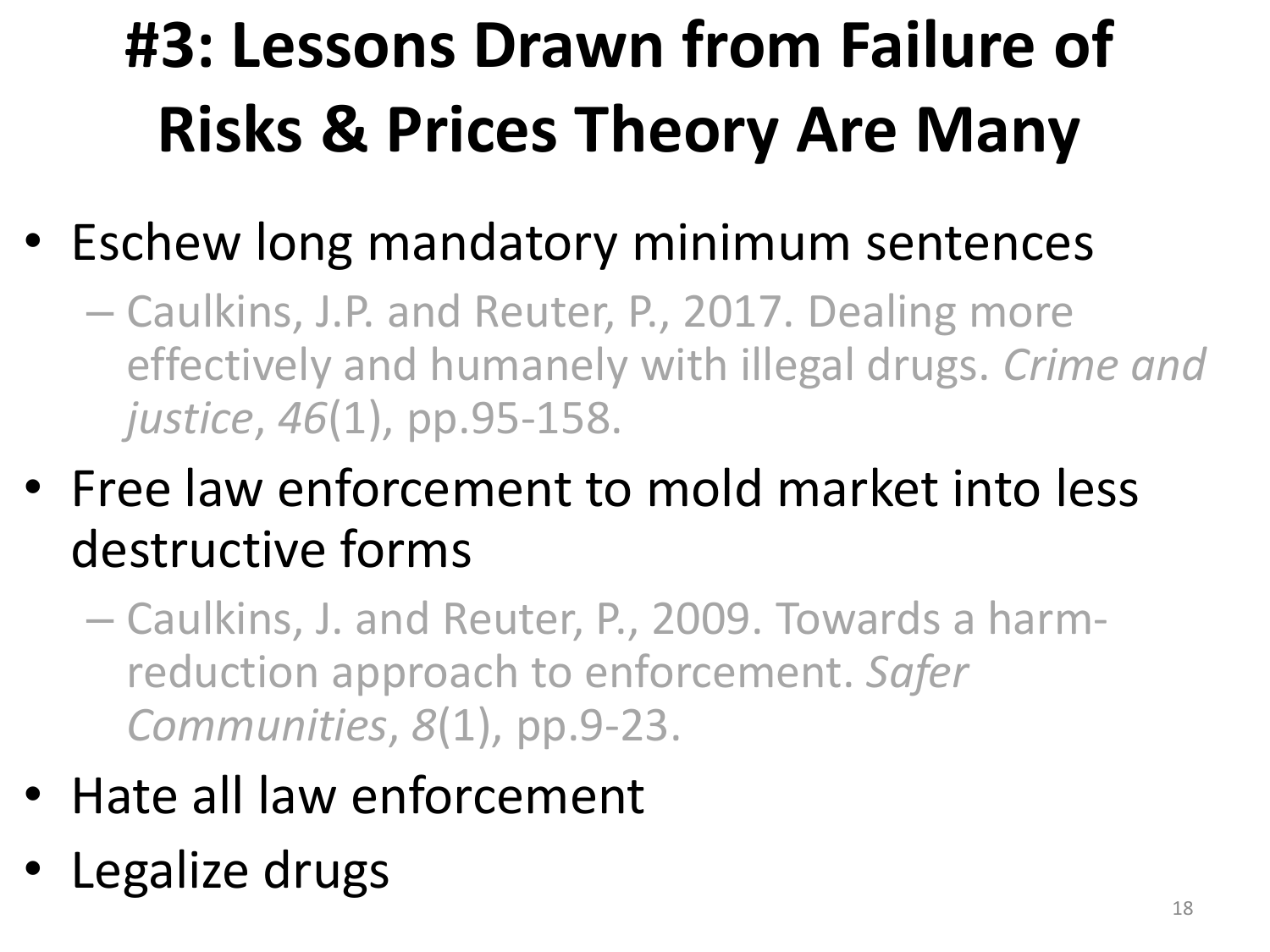# #3: Lessons Drawn from Failure of Risks & Prices Theory Are Many

- Eschew long mandatory minimum sentences
  - Caulkins, J.P. and Reuter, P., 2017. Dealing more effectively and humanely with illegal drugs. *Crime and justice*, *46*(1), pp.95-158.
- Free law enforcement to mold market into less destructive forms
  - Caulkins, J. and Reuter, P., 2009. Towards a harm-reduction approach to enforcement. *Safer Communities*, *8*(1), pp.9-23.
- Hate all law enforcement
- Legalize drugs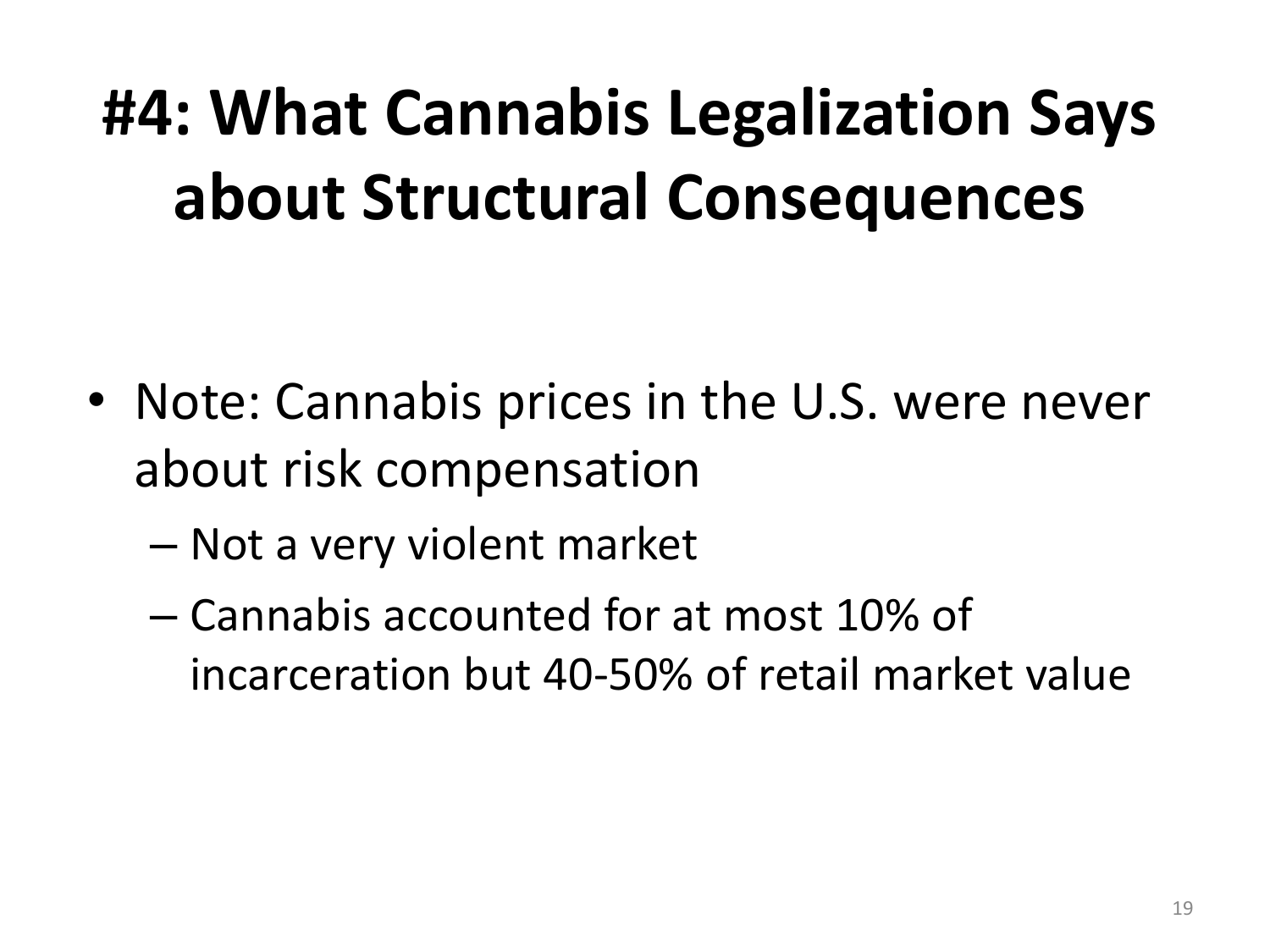# #4: What Cannabis Legalization Says about Structural Consequences

- Note: Cannabis prices in the U.S. were never about risk compensation
  - Not a very violent market
  - Cannabis accounted for at most 10% of incarceration but 40-50% of retail market value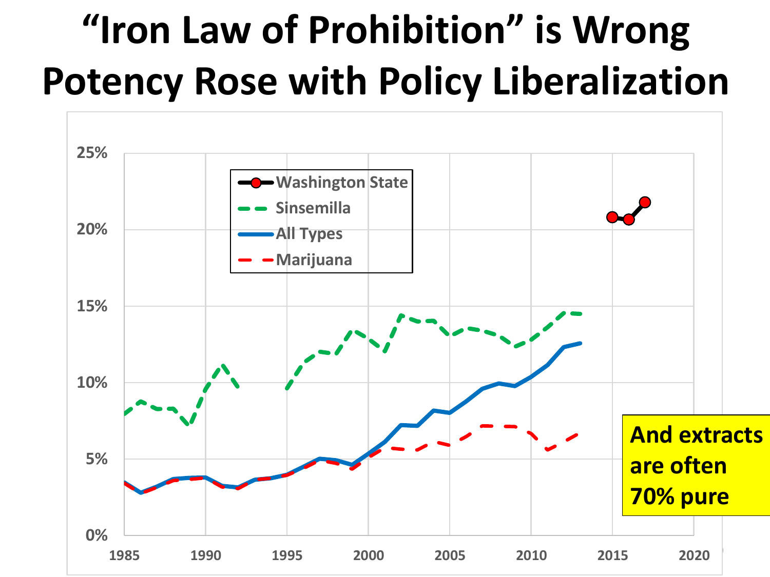# "Iron Law of Prohibition" is Wrong Potency Rose with Policy Liberalization

Washington State

Sinsemilla

All Types

Marijuana

25%

20%

15%

10%

5%

0%

1985 1990 1995 2000 2005 2010 2015 2020

**And extracts are often 70% pure**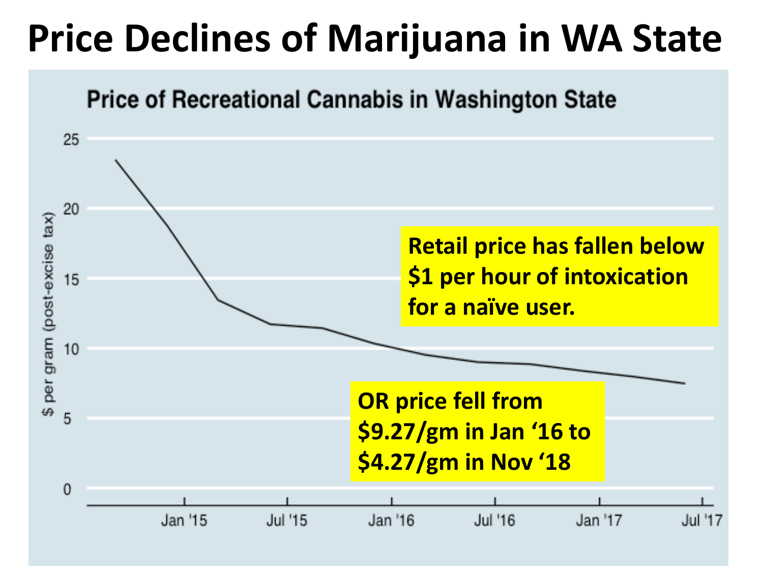# Price Declines of Marijuana in WA State

**Price of Recreational Cannabis in Washington State**

$ per gram (post-excise tax)

25, 20, 15, 10, 5, 0

Jan '15, Jul '15, Jan '16, Jul '16, Jan '17, Jul '17

**Retail price has fallen below $1 per hour of intoxication for a naïve user.**

**OR price fell from $9.27/gm in Jan '16 to $4.27/gm in Nov '18**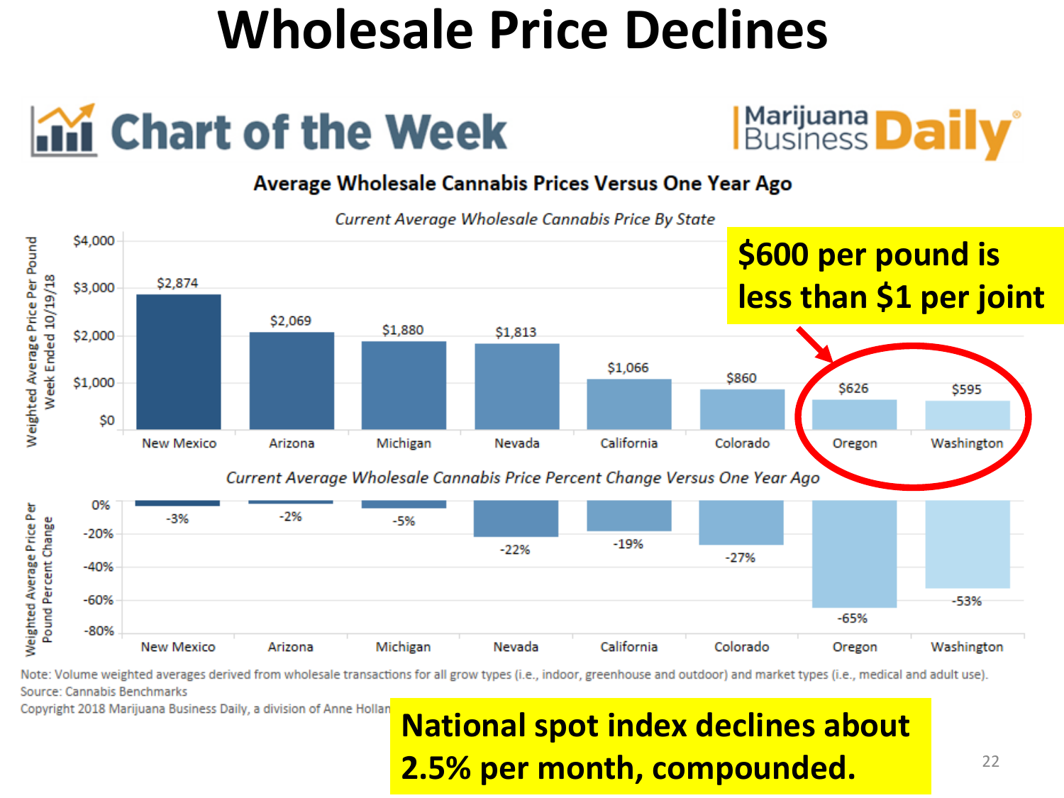# Wholesale Price Declines

**Chart of the Week** — Marijuana Business Daily

**Average Wholesale Cannabis Prices Versus One Year Ago**

*Current Average Wholesale Cannabis Price By State*

Weighted Average Price Per Pound, Week Ended 10/19/18

| State | Price | Percent Change Versus One Year Ago |
|---|---|---|
| New Mexico | $2,874 | -3% |
| Arizona | $2,069 | -2% |
| Michigan | $1,880 | -5% |
| Nevada | $1,813 | -22% |
| California | $1,066 | -19% |
| Colorado | $860 | -27% |
| Oregon | $626 | -65% |
| Washington | $595 | -53% |

*Current Average Wholesale Cannabis Price Percent Change Versus One Year Ago*

Note: Volume weighted averages derived from wholesale transactions for all grow types (i.e., indoor, greenhouse and outdoor) and market types (i.e., medical and adult use).
Source: Cannabis Benchmarks
Copyright 2018 Marijuana Business Daily, a division of Anne Hollan

**$600 per pound is less than $1 per joint**

**National spot index declines about 2.5% per month, compounded.**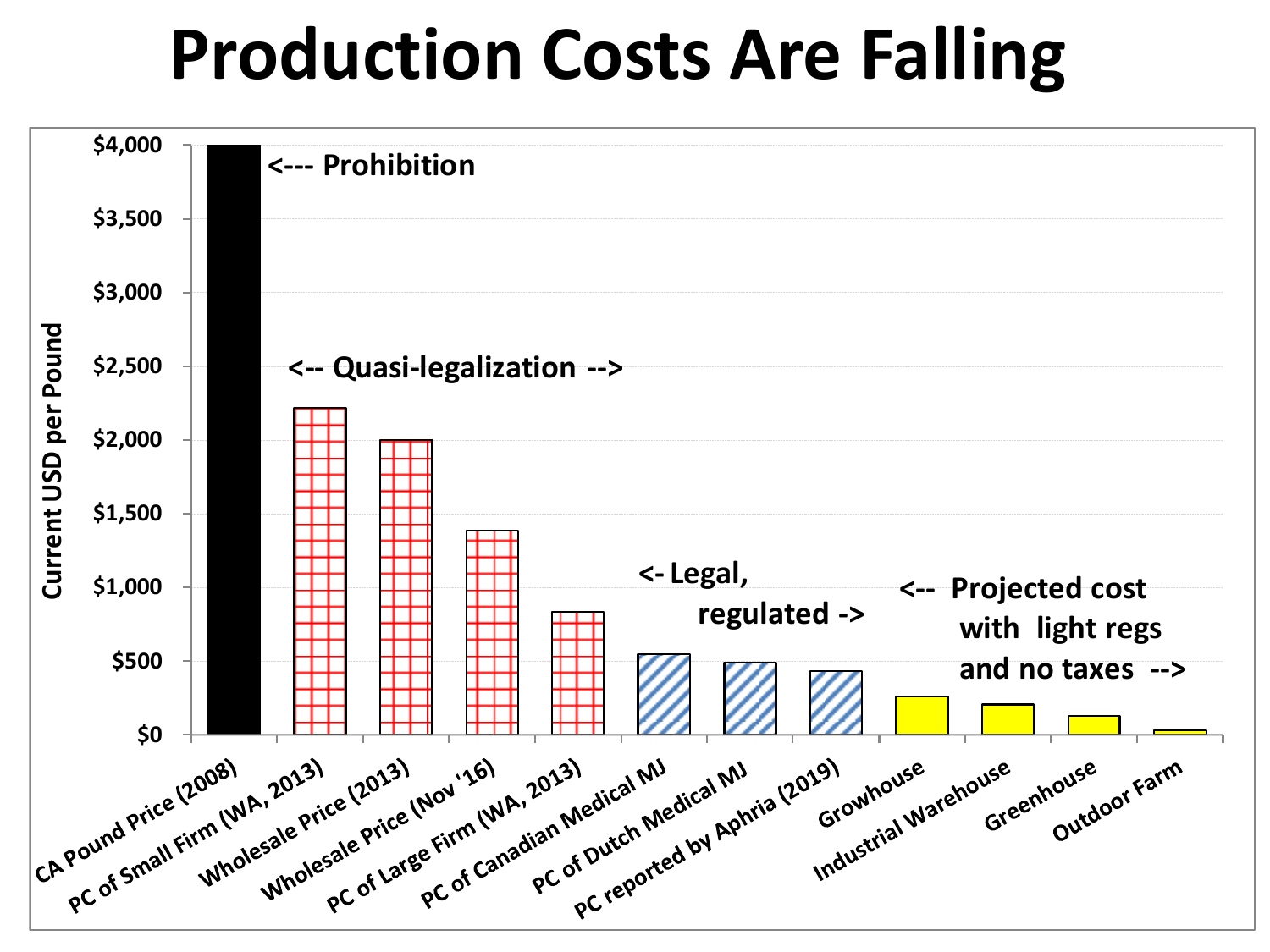# Production Costs Are Falling

Current USD per Pound

$4,000
$3,500
$3,000
$2,500
$2,000
$1,500
$1,000
$500
$0

<--- Prohibition

<-- Quasi-legalization -->

<- Legal, regulated ->

<-- Projected cost with light regs and no taxes -->

CA Pound Price (2008)
PC of Small Firm (WA, 2013)
Wholesale Price (2013)
Wholesale Price (Nov '16)
PC of Large Firm (WA, 2013)
PC of Canadian Medical MJ
PC of Dutch Medical MJ
PC reported by Aphria (2019)
Growhouse
Industrial Warehouse
Greenhouse
Outdoor Farm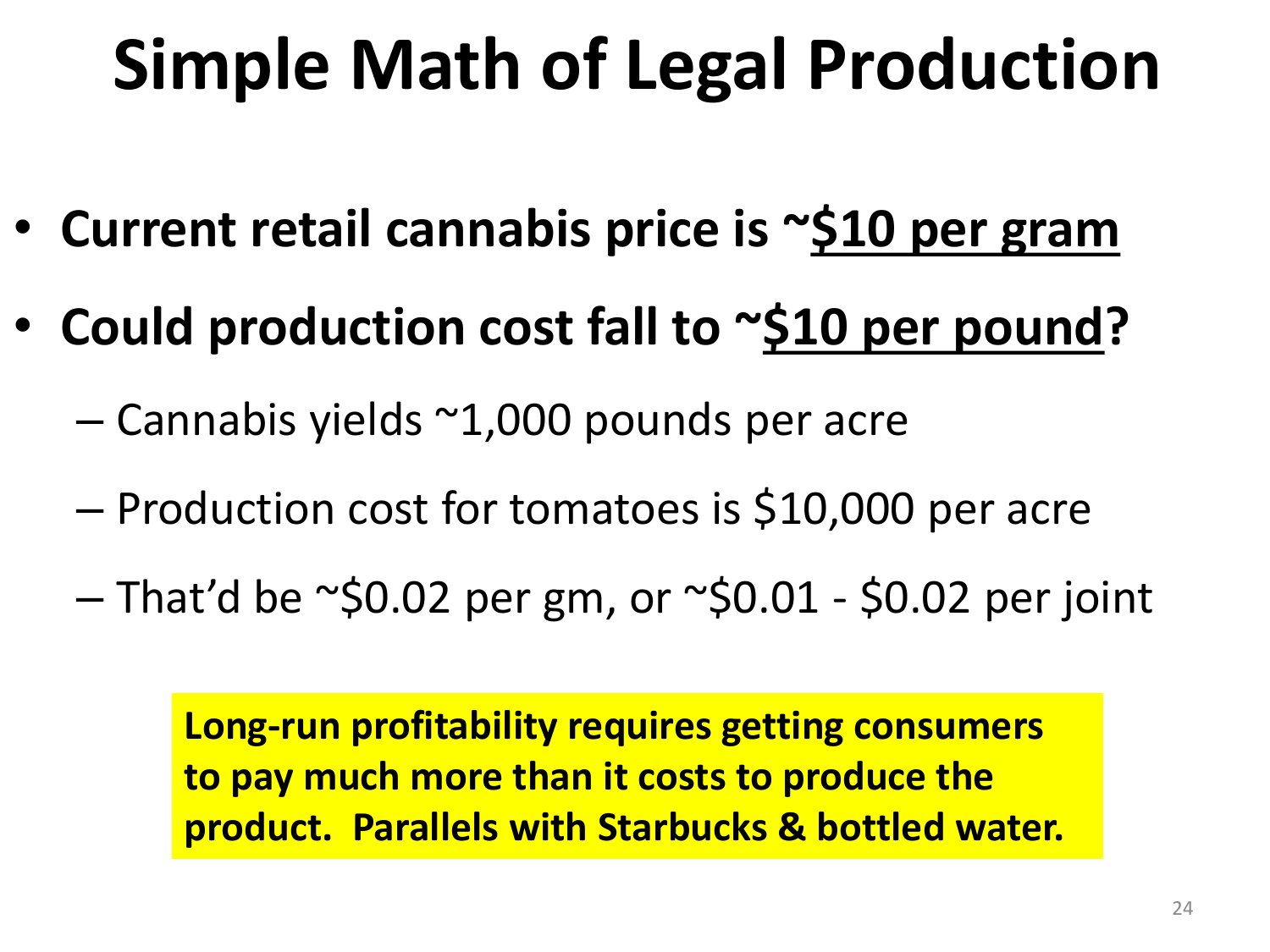# Simple Math of Legal Production

- **Current retail cannabis price is ~<u>$10 per gram</u>**
- **Could production cost fall to ~<u>$10 per pound</u>?**
  - Cannabis yields ~1,000 pounds per acre
  - Production cost for tomatoes is $10,000 per acre
  - That'd be ~$0.02 per gm, or ~$0.01 - $0.02 per joint

**Long-run profitability requires getting consumers to pay much more than it costs to produce the product. Parallels with Starbucks & bottled water.**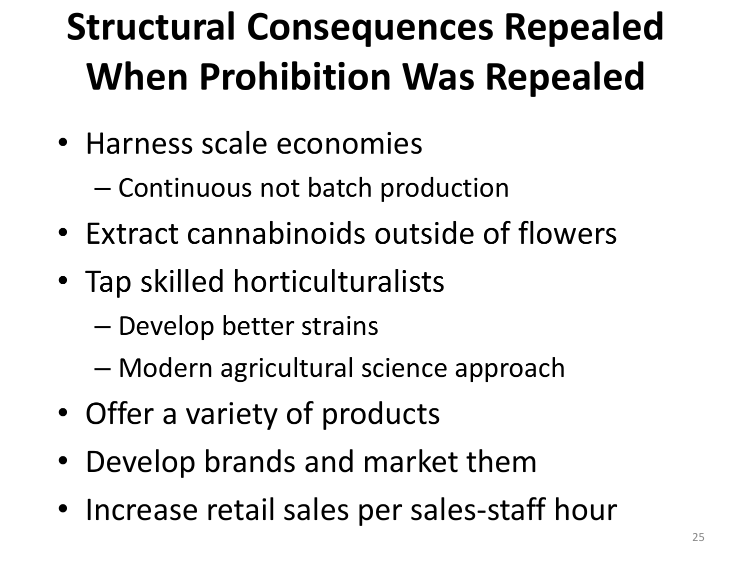# Structural Consequences Repealed When Prohibition Was Repealed

- Harness scale economies
  - Continuous not batch production
- Extract cannabinoids outside of flowers
- Tap skilled horticulturalists
  - Develop better strains
  - Modern agricultural science approach
- Offer a variety of products
- Develop brands and market them
- Increase retail sales per sales-staff hour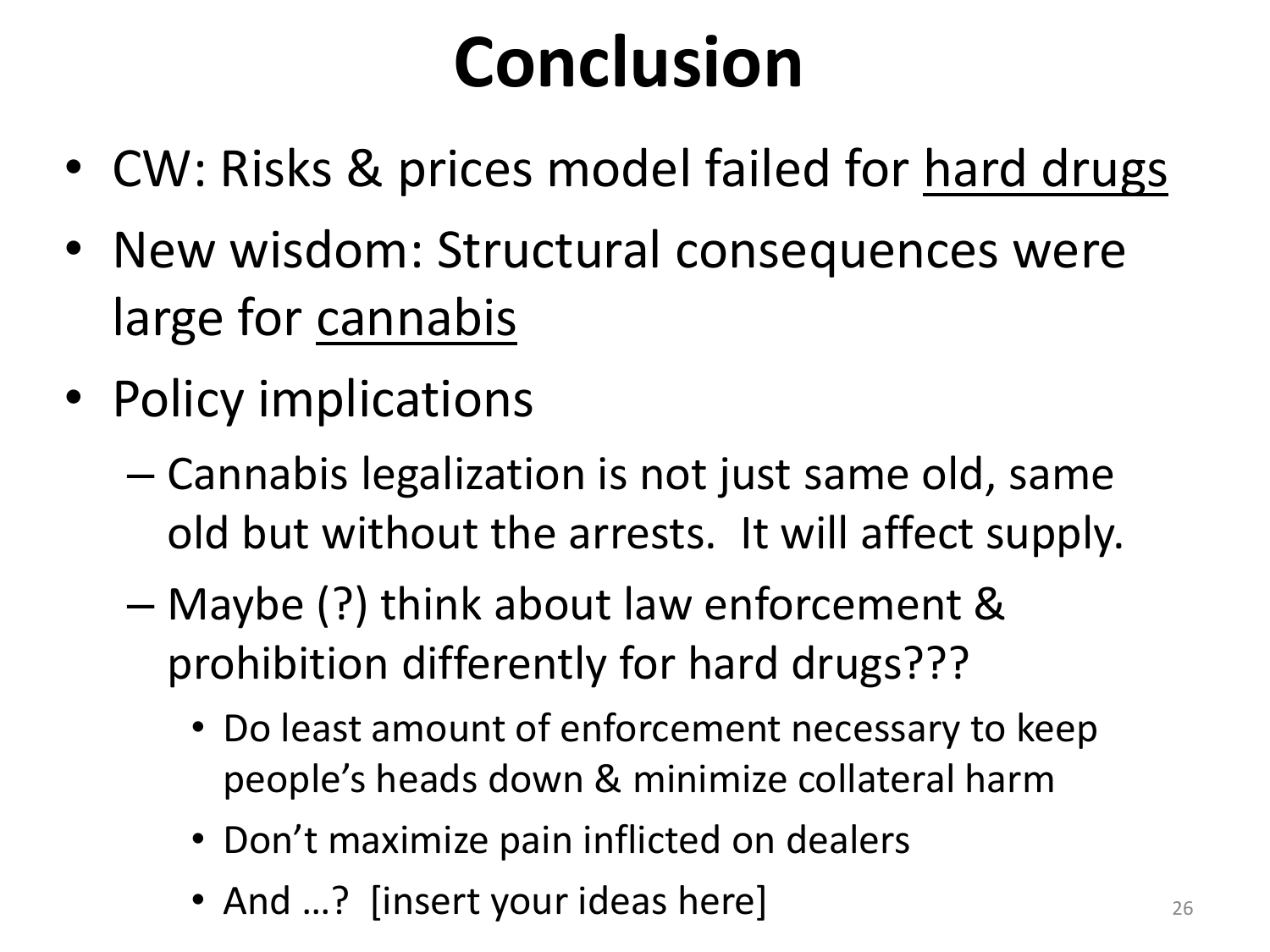# Conclusion

- CW: Risks & prices model failed for <u>hard drugs</u>
- New wisdom: Structural consequences were large for <u>cannabis</u>
- Policy implications
  - Cannabis legalization is not just same old, same old but without the arrests. It will affect supply.
  - Maybe (?) think about law enforcement & prohibition differently for hard drugs???
    - Do least amount of enforcement necessary to keep people's heads down & minimize collateral harm
    - Don't maximize pain inflicted on dealers
    - And …? [insert your ideas here]